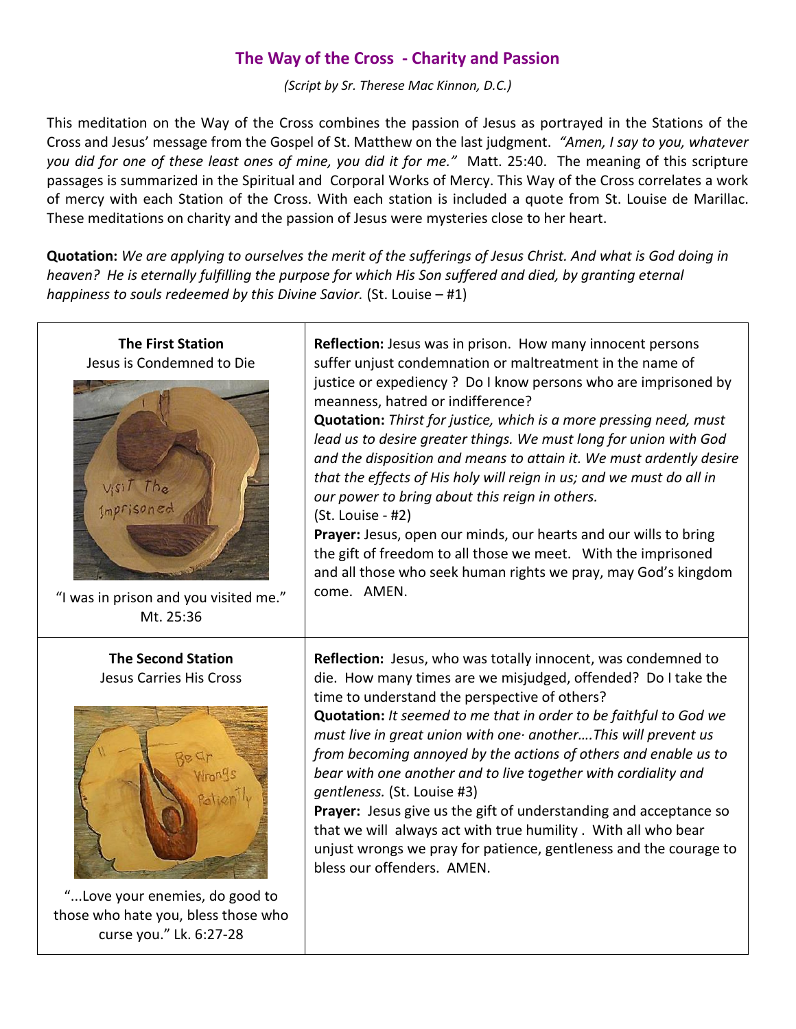# The Way of the Cross - Charity and Passion

*(Script by Sr. Therese Mac Kinnon, D.C.)*

This meditation on the Way of the Cross combines the passion of Jesus as portrayed in the Stations of the Cross and Jesus' message from the Gospel of St. Matthew on the last judgment. *"Amen, I say to you, whatever you did for one of these least ones of mine, you did it for me."* Matt. 25:40. The meaning of this scripture passages is summarized in the Spiritual and Corporal Works of Mercy. This Way of the Cross correlates a work of mercy with each Station of the Cross. With each station is included a quote from St. Louise de Marillac. These meditations on charity and the passion of Jesus were mysteries close to her heart.

**Quotation:** *We are applying to ourselves the merit of the sufferings of Jesus Christ. And what is God doing in heaven? He is eternally fulfilling the purpose for which His Son suffered and died, by granting eternal happiness to souls redeemed by this Divine Savior.* (St. Louise – #1)

| | |
|---|---|
| **The First Station**<br>Jesus is Condemned to Die<br><br>"I was in prison and you visited me." Mt. 25:36 | **Reflection:** Jesus was in prison. How many innocent persons suffer unjust condemnation or maltreatment in the name of justice or expediency ? Do I know persons who are imprisoned by meanness, hatred or indifference?<br>**Quotation:** *Thirst for justice, which is a more pressing need, must lead us to desire greater things. We must long for union with God and the disposition and means to attain it. We must ardently desire that the effects of His holy will reign in us; and we must do all in our power to bring about this reign in others.*<br>(St. Louise - #2)<br>**Prayer:** Jesus, open our minds, our hearts and our wills to bring the gift of freedom to all those we meet. With the imprisoned and all those who seek human rights we pray, may God's kingdom come. AMEN. |
| **The Second Station**<br>Jesus Carries His Cross<br><br>"...Love your enemies, do good to those who hate you, bless those who curse you." Lk. 6:27-28 | **Reflection:** Jesus, who was totally innocent, was condemned to die. How many times are we misjudged, offended? Do I take the time to understand the perspective of others?<br>**Quotation:** *It seemed to me that in order to be faithful to God we must live in great union with one· another….This will prevent us from becoming annoyed by the actions of others and enable us to bear with one another and to live together with cordiality and gentleness.* (St. Louise #3)<br>**Prayer:** Jesus give us the gift of understanding and acceptance so that we will always act with true humility . With all who bear unjust wrongs we pray for patience, gentleness and the courage to bless our offenders. AMEN. |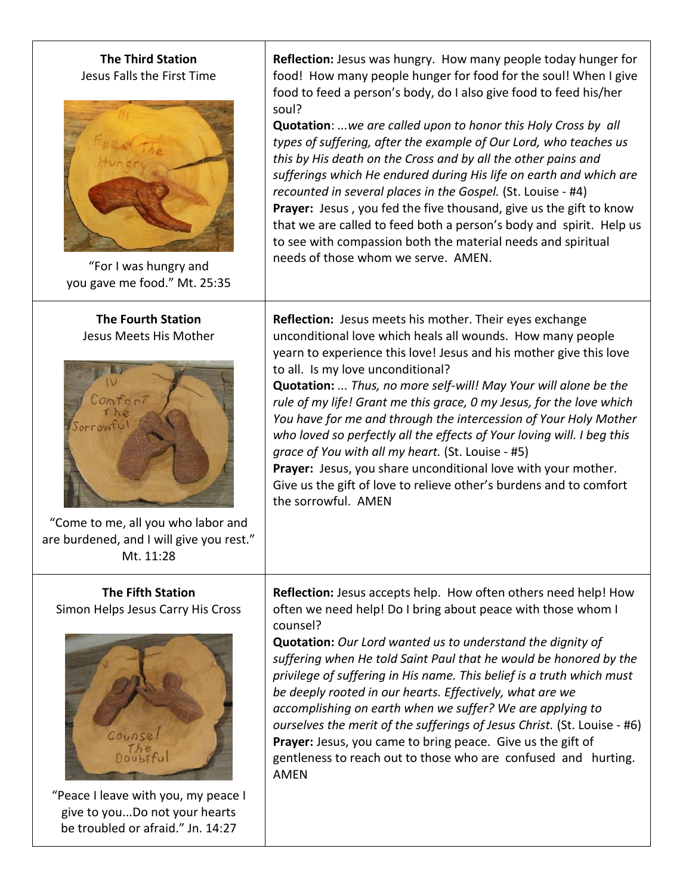| **The Third Station**<br>Jesus Falls the First Time<br><br>"For I was hungry and you gave me food." Mt. 25:35 | **Reflection:** Jesus was hungry. How many people today hunger for food! How many people hunger for food for the soul! When I give food to feed a person's body, do I also give food to feed his/her soul?<br>**Quotation**: *...we are called upon to honor this Holy Cross by all types of suffering, after the example of Our Lord, who teaches us this by His death on the Cross and by all the other pains and sufferings which He endured during His life on earth and which are recounted in several places in the Gospel.* (St. Louise - #4)<br>**Prayer:** Jesus , you fed the five thousand, give us the gift to know that we are called to feed both a person's body and spirit. Help us to see with compassion both the material needs and spiritual needs of those whom we serve. AMEN. |
|---|---|
| **The Fourth Station**<br>Jesus Meets His Mother<br><br>"Come to me, all you who labor and are burdened, and I will give you rest." Mt. 11:28 | **Reflection:** Jesus meets his mother. Their eyes exchange unconditional love which heals all wounds. How many people yearn to experience this love! Jesus and his mother give this love to all. Is my love unconditional?<br>**Quotation:** *... Thus, no more self-will! May Your will alone be the rule of my life! Grant me this grace, 0 my Jesus, for the love which You have for me and through the intercession of Your Holy Mother who loved so perfectly all the effects of Your loving will. I beg this grace of You with all my heart.* (St. Louise - #5)<br>**Prayer:** Jesus, you share unconditional love with your mother. Give us the gift of love to relieve other's burdens and to comfort the sorrowful. AMEN |
| **The Fifth Station**<br>Simon Helps Jesus Carry His Cross<br><br>"Peace I leave with you, my peace I give to you...Do not your hearts be troubled or afraid." Jn. 14:27 | **Reflection:** Jesus accepts help. How often others need help! How often we need help! Do I bring about peace with those whom I counsel?<br>**Quotation:** *Our Lord wanted us to understand the dignity of suffering when He told Saint Paul that he would be honored by the privilege of suffering in His name. This belief is a truth which must be deeply rooted in our hearts. Effectively, what are we accomplishing on earth when we suffer? We are applying to ourselves the merit of the sufferings of Jesus Christ.* (St. Louise - #6)<br>**Prayer:** Jesus, you came to bring peace. Give us the gift of gentleness to reach out to those who are confused and hurting. AMEN |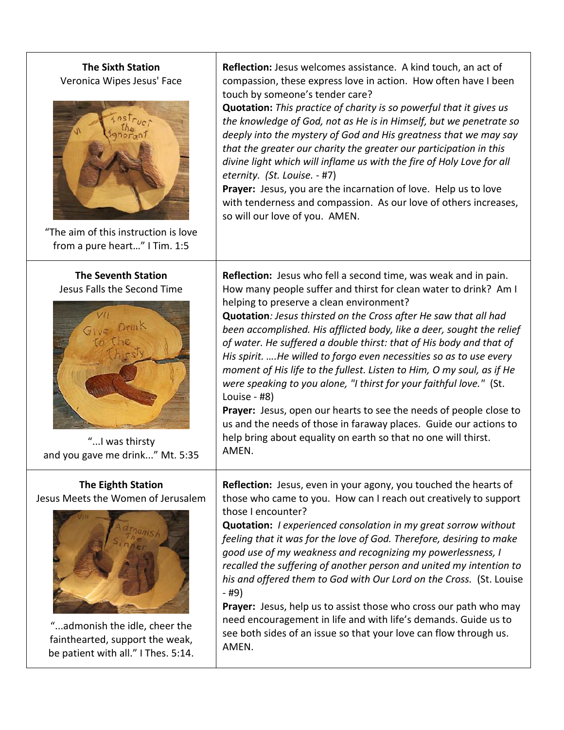| | |
|---|---|
| **The Sixth Station**<br>Veronica Wipes Jesus' Face<br><br>"The aim of this instruction is love from a pure heart…" I Tim. 1:5 | **Reflection:** Jesus welcomes assistance. A kind touch, an act of compassion, these express love in action. How often have I been touch by someone's tender care?<br>**Quotation:** *This practice of charity is so powerful that it gives us the knowledge of God, not as He is in Himself, but we penetrate so deeply into the mystery of God and His greatness that we may say that the greater our charity the greater our participation in this divine light which will inflame us with the fire of Holy Love for all eternity. (St. Louise.* - #7)<br>**Prayer:** Jesus, you are the incarnation of love. Help us to love with tenderness and compassion. As our love of others increases, so will our love of you. AMEN. |
| **The Seventh Station**<br>Jesus Falls the Second Time<br><br>"...I was thirsty and you gave me drink..." Mt. 5:35 | **Reflection:** Jesus who fell a second time, was weak and in pain. How many people suffer and thirst for clean water to drink? Am I helping to preserve a clean environment?<br>**Quotation***: Jesus thirsted on the Cross after He saw that all had been accomplished. His afflicted body, like a deer, sought the relief of water. He suffered a double thirst: that of His body and that of His spirit. ….He willed to forgo even necessities so as to use every moment of His life to the fullest. Listen to Him, O my soul, as if He were speaking to you alone, "I thirst for your faithful love."* (St. Louise - #8)<br>**Prayer:** Jesus, open our hearts to see the needs of people close to us and the needs of those in faraway places. Guide our actions to help bring about equality on earth so that no one will thirst. AMEN. |
| **The Eighth Station**<br>Jesus Meets the Women of Jerusalem<br><br>"...admonish the idle, cheer the fainthearted, support the weak, be patient with all." I Thes. 5:14. | **Reflection:** Jesus, even in your agony, you touched the hearts of those who came to you. How can I reach out creatively to support those I encounter?<br>**Quotation:** *I experienced consolation in my great sorrow without feeling that it was for the love of God. Therefore, desiring to make good use of my weakness and recognizing my powerlessness, I recalled the suffering of another person and united my intention to his and offered them to God with Our Lord on the Cross.* (St. Louise - #9)<br>**Prayer:** Jesus, help us to assist those who cross our path who may need encouragement in life and with life's demands. Guide us to see both sides of an issue so that your love can flow through us. AMEN. |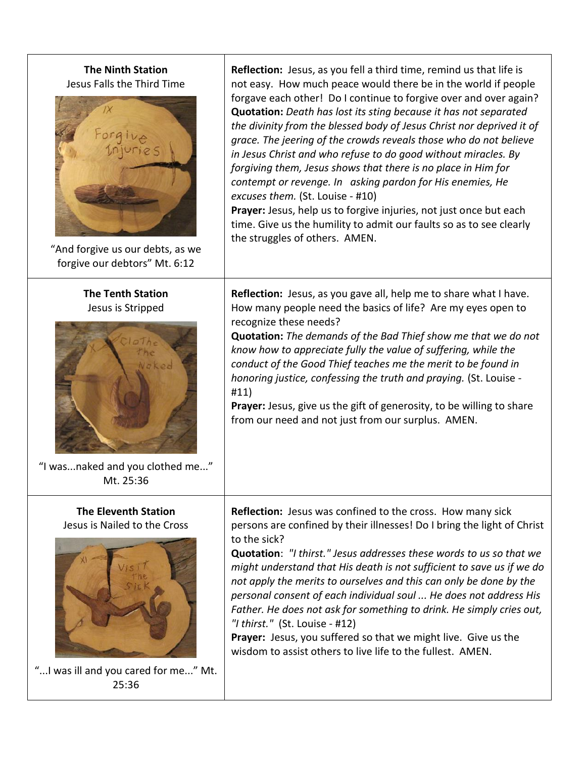| | |
|---|---|
| **The Ninth Station**<br>Jesus Falls the Third Time<br><br>"And forgive us our debts, as we forgive our debtors" Mt. 6:12 | **Reflection:** Jesus, as you fell a third time, remind us that life is not easy. How much peace would there be in the world if people forgave each other! Do I continue to forgive over and over again?<br>**Quotation:** *Death has lost its sting because it has not separated the divinity from the blessed body of Jesus Christ nor deprived it of grace. The jeering of the crowds reveals those who do not believe in Jesus Christ and who refuse to do good without miracles. By forgiving them, Jesus shows that there is no place in Him for contempt or revenge. In asking pardon for His enemies, He excuses them.* (St. Louise - #10)<br>**Prayer:** Jesus, help us to forgive injuries, not just once but each time. Give us the humility to admit our faults so as to see clearly the struggles of others. AMEN. |
| **The Tenth Station**<br>Jesus is Stripped<br><br>"I was...naked and you clothed me..." Mt. 25:36 | **Reflection:** Jesus, as you gave all, help me to share what I have. How many people need the basics of life? Are my eyes open to recognize these needs?<br>**Quotation:** *The demands of the Bad Thief show me that we do not know how to appreciate fully the value of suffering, while the conduct of the Good Thief teaches me the merit to be found in honoring justice, confessing the truth and praying.* (St. Louise - #11)<br>**Prayer:** Jesus, give us the gift of generosity, to be willing to share from our need and not just from our surplus. AMEN. |
| **The Eleventh Station**<br>Jesus is Nailed to the Cross<br><br>"...I was ill and you cared for me..." Mt. 25:36 | **Reflection:** Jesus was confined to the cross. How many sick persons are confined by their illnesses! Do I bring the light of Christ to the sick?<br>**Quotation**: *"I thirst." Jesus addresses these words to us so that we might understand that His death is not sufficient to save us if we do not apply the merits to ourselves and this can only be done by the personal consent of each individual soul ... He does not address His Father. He does not ask for something to drink. He simply cries out, "I thirst."* (St. Louise - #12)<br>**Prayer:** Jesus, you suffered so that we might live. Give us the wisdom to assist others to live life to the fullest. AMEN. |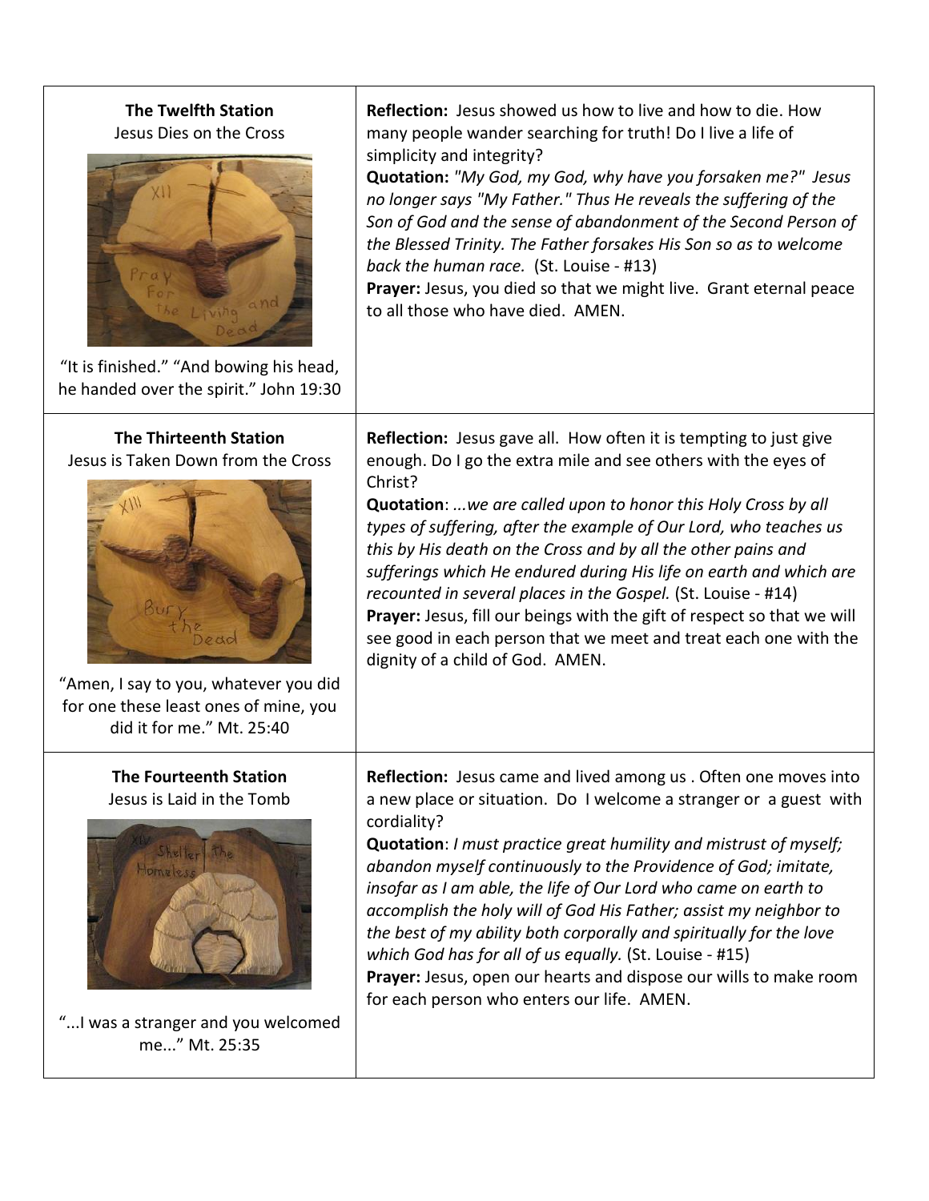| | |
|---|---|
| **The Twelfth Station**<br>Jesus Dies on the Cross<br><br>"It is finished." "And bowing his head, he handed over the spirit." John 19:30 | **Reflection:** Jesus showed us how to live and how to die. How many people wander searching for truth! Do I live a life of simplicity and integrity?<br>**Quotation:** *"My God, my God, why have you forsaken me?" Jesus no longer says "My Father." Thus He reveals the suffering of the Son of God and the sense of abandonment of the Second Person of the Blessed Trinity. The Father forsakes His Son so as to welcome back the human race.* (St. Louise - #13)<br>**Prayer:** Jesus, you died so that we might live. Grant eternal peace to all those who have died. AMEN. |
| **The Thirteenth Station**<br>Jesus is Taken Down from the Cross<br><br>"Amen, I say to you, whatever you did for one these least ones of mine, you did it for me." Mt. 25:40 | **Reflection:** Jesus gave all. How often it is tempting to just give enough. Do I go the extra mile and see others with the eyes of Christ?<br>**Quotation**: *...we are called upon to honor this Holy Cross by all types of suffering, after the example of Our Lord, who teaches us this by His death on the Cross and by all the other pains and sufferings which He endured during His life on earth and which are recounted in several places in the Gospel.* (St. Louise - #14)<br>**Prayer:** Jesus, fill our beings with the gift of respect so that we will see good in each person that we meet and treat each one with the dignity of a child of God. AMEN. |
| **The Fourteenth Station**<br>Jesus is Laid in the Tomb<br><br>"...I was a stranger and you welcomed me..." Mt. 25:35 | **Reflection:** Jesus came and lived among us . Often one moves into a new place or situation. Do I welcome a stranger or a guest with cordiality?<br>**Quotation**: *I must practice great humility and mistrust of myself; abandon myself continuously to the Providence of God; imitate, insofar as I am able, the life of Our Lord who came on earth to accomplish the holy will of God His Father; assist my neighbor to the best of my ability both corporally and spiritually for the love which God has for all of us equally.* (St. Louise - #15)<br>**Prayer:** Jesus, open our hearts and dispose our wills to make room for each person who enters our life. AMEN. |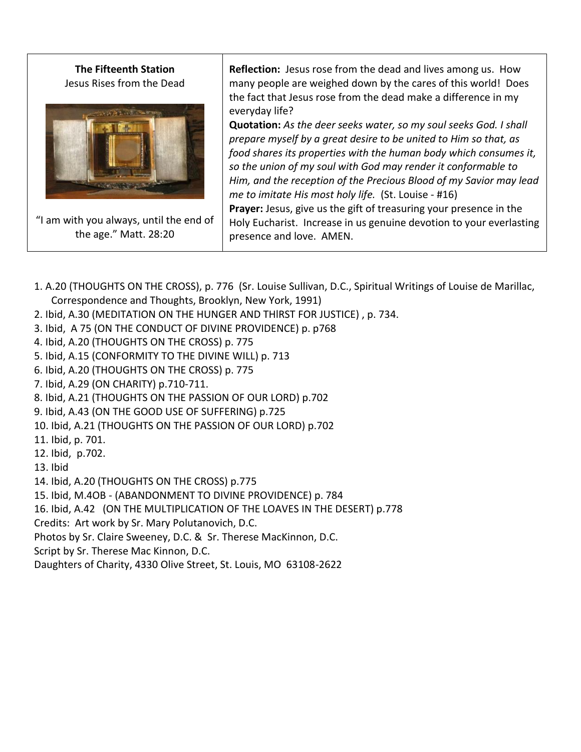| | |
|---|---|
| **The Fifteenth Station**<br>Jesus Rises from the Dead<br><br>"I am with you always, until the end of the age." Matt. 28:20 | **Reflection:** Jesus rose from the dead and lives among us. How many people are weighed down by the cares of this world! Does the fact that Jesus rose from the dead make a difference in my everyday life?<br>**Quotation:** *As the deer seeks water, so my soul seeks God. I shall prepare myself by a great desire to be united to Him so that, as food shares its properties with the human body which consumes it, so the union of my soul with God may render it conformable to Him, and the reception of the Precious Blood of my Savior may lead me to imitate His most holy life.* (St. Louise - #16)<br>**Prayer:** Jesus, give us the gift of treasuring your presence in the Holy Eucharist. Increase in us genuine devotion to your everlasting presence and love. AMEN. |

1. A.20 (THOUGHTS ON THE CROSS), p. 776 (Sr. Louise Sullivan, D.C., Spiritual Writings of Louise de Marillac, Correspondence and Thoughts, Brooklyn, New York, 1991)
2. Ibid, A.30 (MEDITATION ON THE HUNGER AND THIRST FOR JUSTICE) , p. 734.
3. Ibid, A 75 (ON THE CONDUCT OF DIVINE PROVIDENCE) p. p768
4. Ibid, A.20 (THOUGHTS ON THE CROSS) p. 775
5. Ibid, A.15 (CONFORMITY TO THE DIVINE WILL) p. 713
6. Ibid, A.20 (THOUGHTS ON THE CROSS) p. 775
7. Ibid, A.29 (ON CHARITY) p.710-711.
8. Ibid, A.21 (THOUGHTS ON THE PASSION OF OUR LORD) p.702
9. Ibid, A.43 (ON THE GOOD USE OF SUFFERING) p.725
10. Ibid, A.21 (THOUGHTS ON THE PASSION OF OUR LORD) p.702
11. Ibid, p. 701.
12. Ibid, p.702.
13. Ibid
14. Ibid, A.20 (THOUGHTS ON THE CROSS) p.775
15. Ibid, M.4OB - (ABANDONMENT TO DIVINE PROVIDENCE) p. 784
16. Ibid, A.42 (ON THE MULTIPLICATION OF THE LOAVES IN THE DESERT) p.778

Credits: Art work by Sr. Mary Polutanovich, D.C.

Photos by Sr. Claire Sweeney, D.C. & Sr. Therese MacKinnon, D.C.

Script by Sr. Therese Mac Kinnon, D.C.

Daughters of Charity, 4330 Olive Street, St. Louis, MO 63108-2622